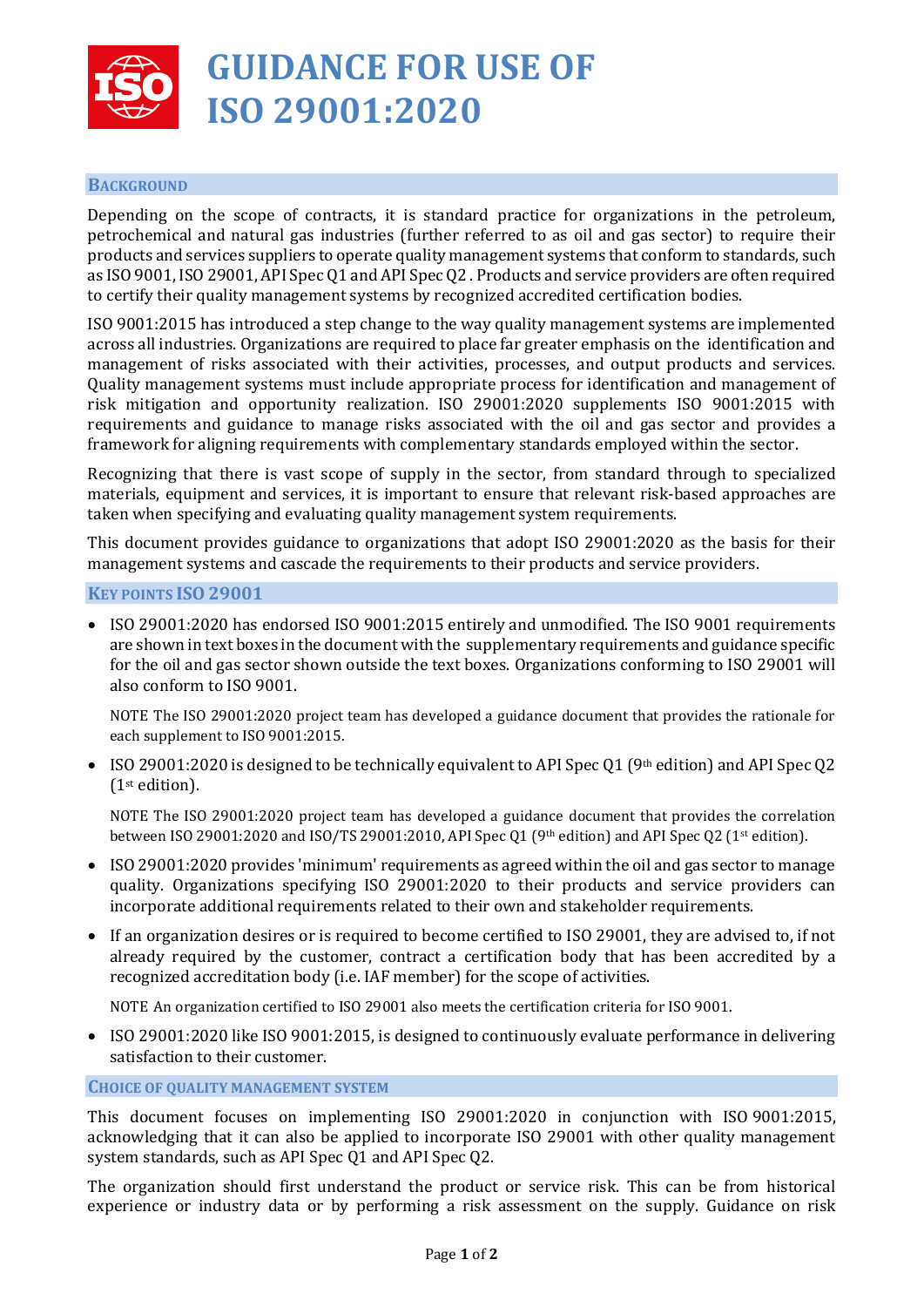# GUIDANCE FOR USE OF ISO 29001:2020

## Background

Depending on the scope of contracts, it is standard practice for organizations in the petroleum, petrochemical and natural gas industries (further referred to as oil and gas sector) to require their products and services suppliers to operate quality management systems that conform to standards, such as ISO 9001, ISO 29001, API Spec Q1 and API Spec Q2 . Products and service providers are often required to certify their quality management systems by recognized accredited certification bodies.

ISO 9001:2015 has introduced a step change to the way quality management systems are implemented across all industries. Organizations are required to place far greater emphasis on the identification and management of risks associated with their activities, processes, and output products and services. Quality management systems must include appropriate process for identification and management of risk mitigation and opportunity realization. ISO 29001:2020 supplements ISO 9001:2015 with requirements and guidance to manage risks associated with the oil and gas sector and provides a framework for aligning requirements with complementary standards employed within the sector.

Recognizing that there is vast scope of supply in the sector, from standard through to specialized materials, equipment and services, it is important to ensure that relevant risk-based approaches are taken when specifying and evaluating quality management system requirements.

This document provides guidance to organizations that adopt ISO 29001:2020 as the basis for their management systems and cascade the requirements to their products and service providers.

## Key points ISO 29001

- ISO 29001:2020 has endorsed ISO 9001:2015 entirely and unmodified. The ISO 9001 requirements are shown in text boxes in the document with the supplementary requirements and guidance specific for the oil and gas sector shown outside the text boxes. Organizations conforming to ISO 29001 will also conform to ISO 9001.

  NOTE The ISO 29001:2020 project team has developed a guidance document that provides the rationale for each supplement to ISO 9001:2015.

- ISO 29001:2020 is designed to be technically equivalent to API Spec Q1 (9th edition) and API Spec Q2 (1st edition).

  NOTE The ISO 29001:2020 project team has developed a guidance document that provides the correlation between ISO 29001:2020 and ISO/TS 29001:2010, API Spec Q1 (9th edition) and API Spec Q2 (1st edition).

- ISO 29001:2020 provides 'minimum' requirements as agreed within the oil and gas sector to manage quality. Organizations specifying ISO 29001:2020 to their products and service providers can incorporate additional requirements related to their own and stakeholder requirements.

- If an organization desires or is required to become certified to ISO 29001, they are advised to, if not already required by the customer, contract a certification body that has been accredited by a recognized accreditation body (i.e. IAF member) for the scope of activities.

  NOTE An organization certified to ISO 29001 also meets the certification criteria for ISO 9001.

- ISO 29001:2020 like ISO 9001:2015, is designed to continuously evaluate performance in delivering satisfaction to their customer.

## Choice of quality management system

This document focuses on implementing ISO 29001:2020 in conjunction with ISO 9001:2015, acknowledging that it can also be applied to incorporate ISO 29001 with other quality management system standards, such as API Spec Q1 and API Spec Q2.

The organization should first understand the product or service risk. This can be from historical experience or industry data or by performing a risk assessment on the supply. Guidance on risk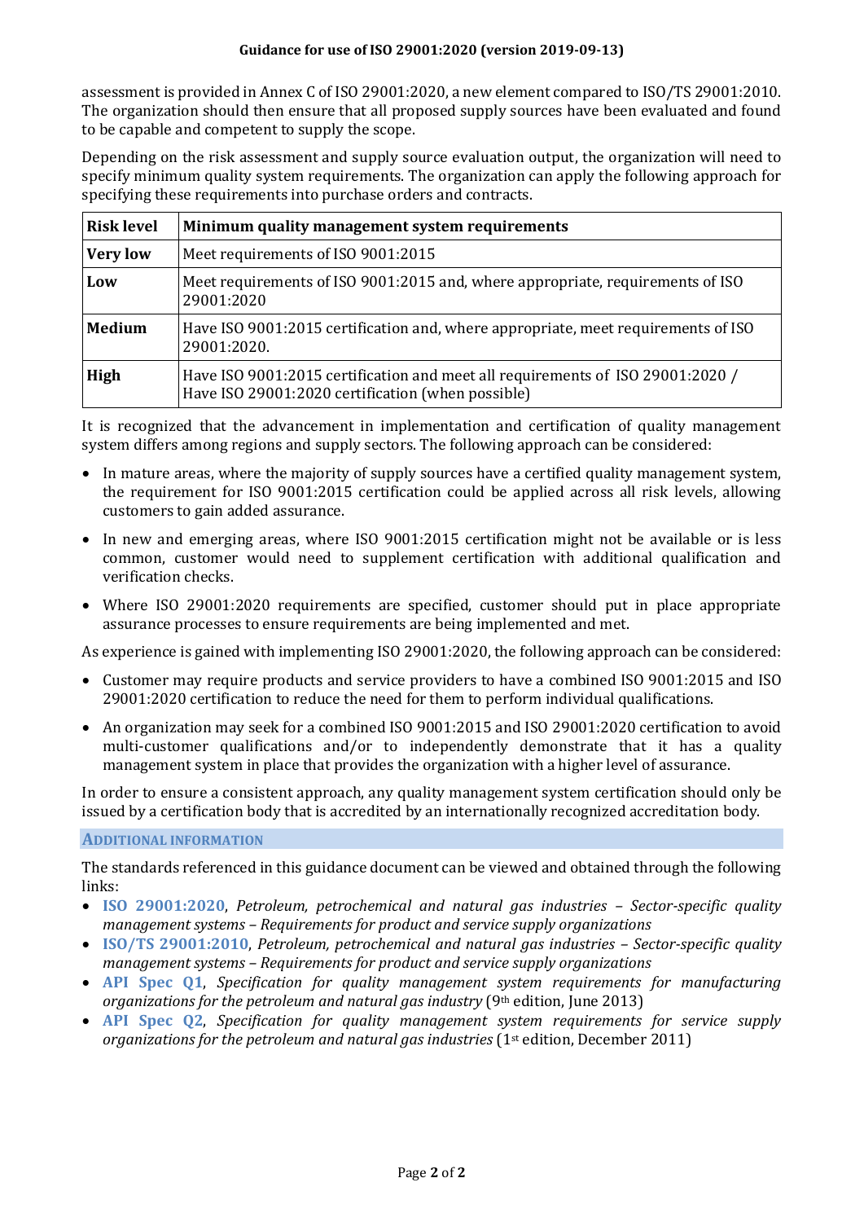assessment is provided in Annex C of ISO 29001:2020, a new element compared to ISO/TS 29001:2010. The organization should then ensure that all proposed supply sources have been evaluated and found to be capable and competent to supply the scope.

Depending on the risk assessment and supply source evaluation output, the organization will need to specify minimum quality system requirements. The organization can apply the following approach for specifying these requirements into purchase orders and contracts.

| Risk level | Minimum quality management system requirements |
|---|---|
| **Very low** | Meet requirements of ISO 9001:2015 |
| **Low** | Meet requirements of ISO 9001:2015 and, where appropriate, requirements of ISO 29001:2020 |
| **Medium** | Have ISO 9001:2015 certification and, where appropriate, meet requirements of ISO 29001:2020. |
| **High** | Have ISO 9001:2015 certification and meet all requirements of ISO 29001:2020 / Have ISO 29001:2020 certification (when possible) |

It is recognized that the advancement in implementation and certification of quality management system differs among regions and supply sectors. The following approach can be considered:

- In mature areas, where the majority of supply sources have a certified quality management system, the requirement for ISO 9001:2015 certification could be applied across all risk levels, allowing customers to gain added assurance.
- In new and emerging areas, where ISO 9001:2015 certification might not be available or is less common, customer would need to supplement certification with additional qualification and verification checks.
- Where ISO 29001:2020 requirements are specified, customer should put in place appropriate assurance processes to ensure requirements are being implemented and met.

As experience is gained with implementing ISO 29001:2020, the following approach can be considered:

- Customer may require products and service providers to have a combined ISO 9001:2015 and ISO 29001:2020 certification to reduce the need for them to perform individual qualifications.
- An organization may seek for a combined ISO 9001:2015 and ISO 29001:2020 certification to avoid multi-customer qualifications and/or to independently demonstrate that it has a quality management system in place that provides the organization with a higher level of assurance.

In order to ensure a consistent approach, any quality management system certification should only be issued by a certification body that is accredited by an internationally recognized accreditation body.

## ADDITIONAL INFORMATION

The standards referenced in this guidance document can be viewed and obtained through the following links:

- **ISO 29001:2020**, *Petroleum, petrochemical and natural gas industries – Sector-specific quality management systems – Requirements for product and service supply organizations*
- **ISO/TS 29001:2010**, *Petroleum, petrochemical and natural gas industries – Sector-specific quality management systems – Requirements for product and service supply organizations*
- **API Spec Q1**, *Specification for quality management system requirements for manufacturing organizations for the petroleum and natural gas industry* (9th edition, June 2013)
- **API Spec Q2**, *Specification for quality management system requirements for service supply organizations for the petroleum and natural gas industries* (1st edition, December 2011)